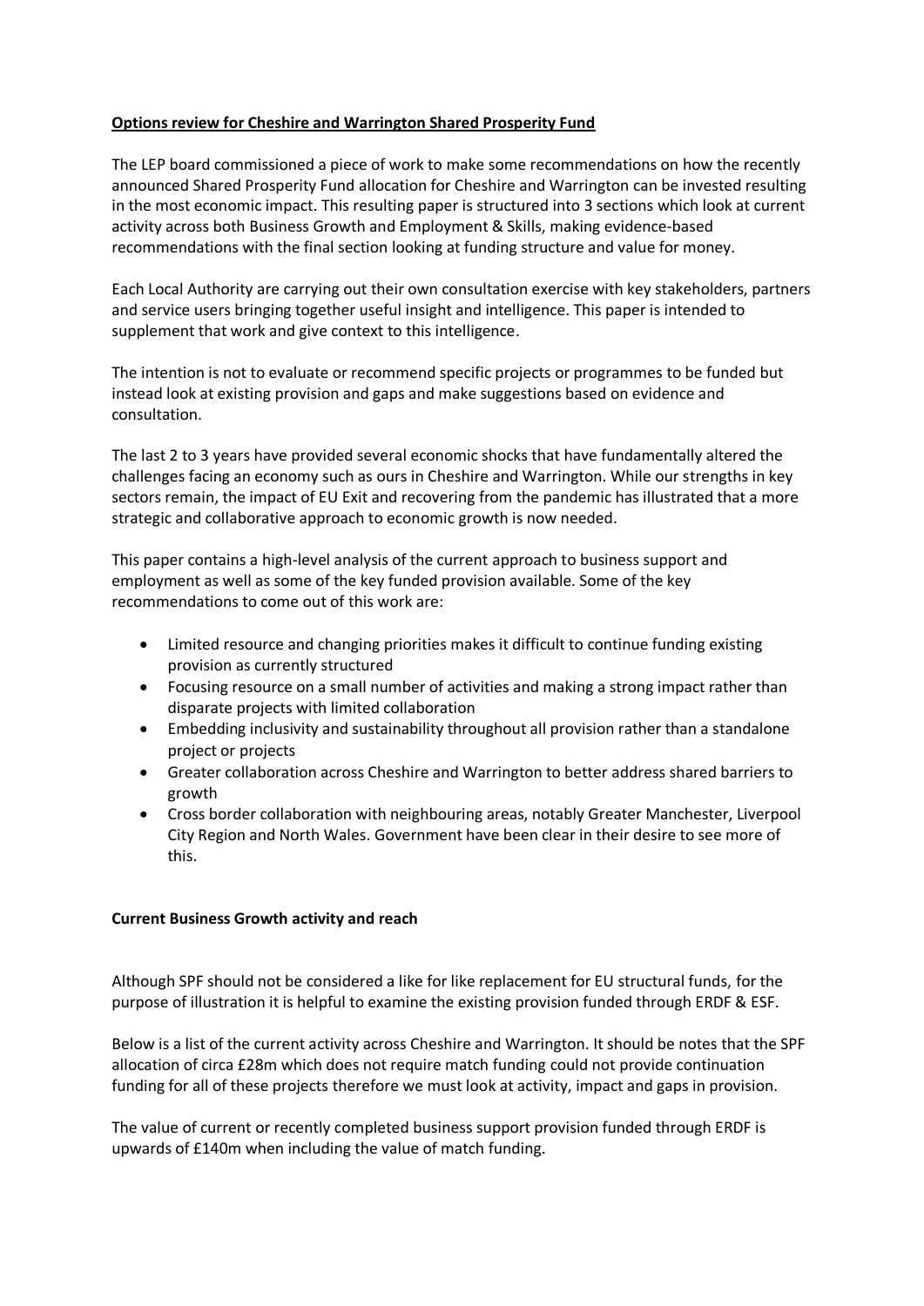**Options review for Cheshire and Warrington Shared Prosperity Fund**

The LEP board commissioned a piece of work to make some recommendations on how the recently announced Shared Prosperity Fund allocation for Cheshire and Warrington can be invested resulting in the most economic impact. This resulting paper is structured into 3 sections which look at current activity across both Business Growth and Employment & Skills, making evidence-based recommendations with the final section looking at funding structure and value for money.

Each Local Authority are carrying out their own consultation exercise with key stakeholders, partners and service users bringing together useful insight and intelligence. This paper is intended to supplement that work and give context to this intelligence.

The intention is not to evaluate or recommend specific projects or programmes to be funded but instead look at existing provision and gaps and make suggestions based on evidence and consultation.

The last 2 to 3 years have provided several economic shocks that have fundamentally altered the challenges facing an economy such as ours in Cheshire and Warrington. While our strengths in key sectors remain, the impact of EU Exit and recovering from the pandemic has illustrated that a more strategic and collaborative approach to economic growth is now needed.

This paper contains a high-level analysis of the current approach to business support and employment as well as some of the key funded provision available. Some of the key recommendations to come out of this work are:

- Limited resource and changing priorities makes it difficult to continue funding existing provision as currently structured
- Focusing resource on a small number of activities and making a strong impact rather than disparate projects with limited collaboration
- Embedding inclusivity and sustainability throughout all provision rather than a standalone project or projects
- Greater collaboration across Cheshire and Warrington to better address shared barriers to growth
- Cross border collaboration with neighbouring areas, notably Greater Manchester, Liverpool City Region and North Wales. Government have been clear in their desire to see more of this.

**Current Business Growth activity and reach**

Although SPF should not be considered a like for like replacement for EU structural funds, for the purpose of illustration it is helpful to examine the existing provision funded through ERDF & ESF.

Below is a list of the current activity across Cheshire and Warrington. It should be notes that the SPF allocation of circa £28m which does not require match funding could not provide continuation funding for all of these projects therefore we must look at activity, impact and gaps in provision.

The value of current or recently completed business support provision funded through ERDF is upwards of £140m when including the value of match funding.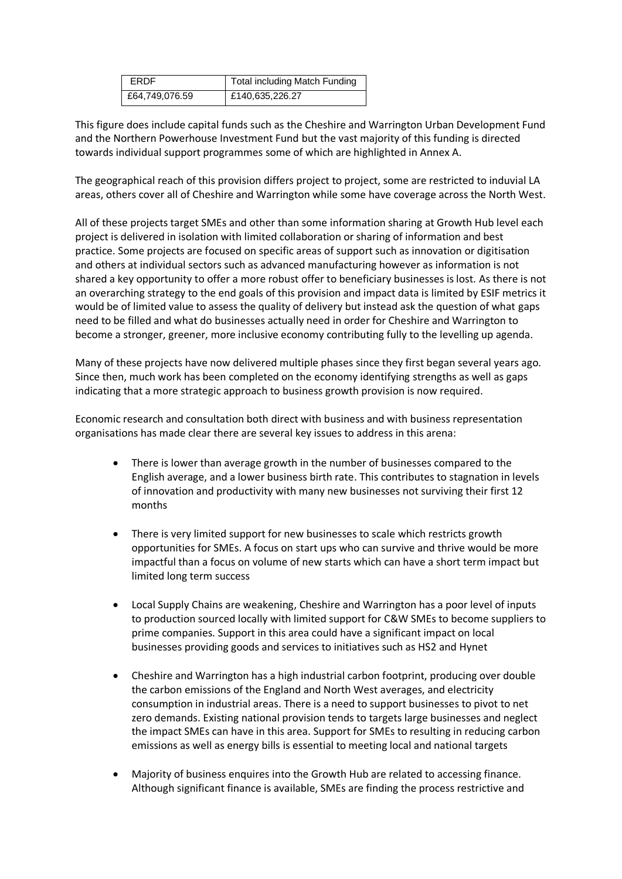| ERDF | Total including Match Funding |
| --- | --- |
| £64,749,076.59 | £140,635,226.27 |

This figure does include capital funds such as the Cheshire and Warrington Urban Development Fund and the Northern Powerhouse Investment Fund but the vast majority of this funding is directed towards individual support programmes some of which are highlighted in Annex A.

The geographical reach of this provision differs project to project, some are restricted to induvial LA areas, others cover all of Cheshire and Warrington while some have coverage across the North West.

All of these projects target SMEs and other than some information sharing at Growth Hub level each project is delivered in isolation with limited collaboration or sharing of information and best practice. Some projects are focused on specific areas of support such as innovation or digitisation and others at individual sectors such as advanced manufacturing however as information is not shared a key opportunity to offer a more robust offer to beneficiary businesses is lost. As there is not an overarching strategy to the end goals of this provision and impact data is limited by ESIF metrics it would be of limited value to assess the quality of delivery but instead ask the question of what gaps need to be filled and what do businesses actually need in order for Cheshire and Warrington to become a stronger, greener, more inclusive economy contributing fully to the levelling up agenda.

Many of these projects have now delivered multiple phases since they first began several years ago. Since then, much work has been completed on the economy identifying strengths as well as gaps indicating that a more strategic approach to business growth provision is now required.

Economic research and consultation both direct with business and with business representation organisations has made clear there are several key issues to address in this arena:

- There is lower than average growth in the number of businesses compared to the English average, and a lower business birth rate. This contributes to stagnation in levels of innovation and productivity with many new businesses not surviving their first 12 months

- There is very limited support for new businesses to scale which restricts growth opportunities for SMEs. A focus on start ups who can survive and thrive would be more impactful than a focus on volume of new starts which can have a short term impact but limited long term success

- Local Supply Chains are weakening, Cheshire and Warrington has a poor level of inputs to production sourced locally with limited support for C&W SMEs to become suppliers to prime companies. Support in this area could have a significant impact on local businesses providing goods and services to initiatives such as HS2 and Hynet

- Cheshire and Warrington has a high industrial carbon footprint, producing over double the carbon emissions of the England and North West averages, and electricity consumption in industrial areas. There is a need to support businesses to pivot to net zero demands. Existing national provision tends to targets large businesses and neglect the impact SMEs can have in this area. Support for SMEs to resulting in reducing carbon emissions as well as energy bills is essential to meeting local and national targets

- Majority of business enquires into the Growth Hub are related to accessing finance. Although significant finance is available, SMEs are finding the process restrictive and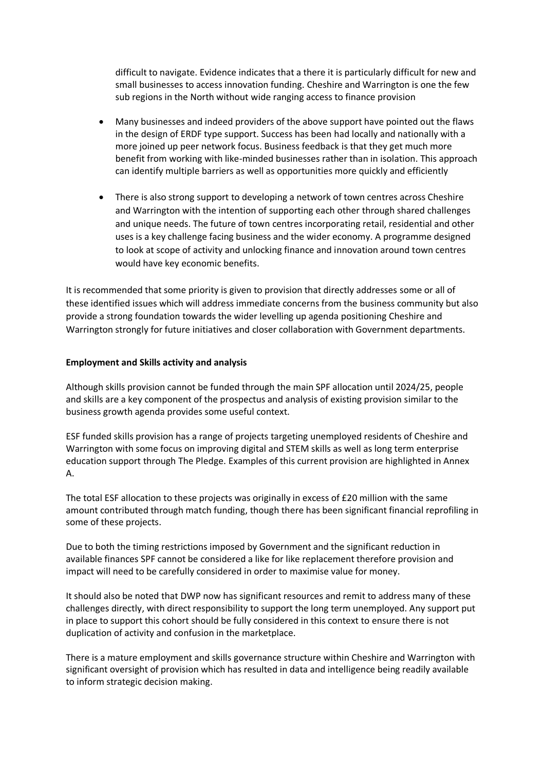difficult to navigate. Evidence indicates that a there it is particularly difficult for new and small businesses to access innovation funding. Cheshire and Warrington is one the few sub regions in the North without wide ranging access to finance provision

- Many businesses and indeed providers of the above support have pointed out the flaws in the design of ERDF type support. Success has been had locally and nationally with a more joined up peer network focus. Business feedback is that they get much more benefit from working with like-minded businesses rather than in isolation. This approach can identify multiple barriers as well as opportunities more quickly and efficiently

- There is also strong support to developing a network of town centres across Cheshire and Warrington with the intention of supporting each other through shared challenges and unique needs. The future of town centres incorporating retail, residential and other uses is a key challenge facing business and the wider economy. A programme designed to look at scope of activity and unlocking finance and innovation around town centres would have key economic benefits.

It is recommended that some priority is given to provision that directly addresses some or all of these identified issues which will address immediate concerns from the business community but also provide a strong foundation towards the wider levelling up agenda positioning Cheshire and Warrington strongly for future initiatives and closer collaboration with Government departments.

**Employment and Skills activity and analysis**

Although skills provision cannot be funded through the main SPF allocation until 2024/25, people and skills are a key component of the prospectus and analysis of existing provision similar to the business growth agenda provides some useful context.

ESF funded skills provision has a range of projects targeting unemployed residents of Cheshire and Warrington with some focus on improving digital and STEM skills as well as long term enterprise education support through The Pledge. Examples of this current provision are highlighted in Annex A.

The total ESF allocation to these projects was originally in excess of £20 million with the same amount contributed through match funding, though there has been significant financial reprofiling in some of these projects.

Due to both the timing restrictions imposed by Government and the significant reduction in available finances SPF cannot be considered a like for like replacement therefore provision and impact will need to be carefully considered in order to maximise value for money.

It should also be noted that DWP now has significant resources and remit to address many of these challenges directly, with direct responsibility to support the long term unemployed. Any support put in place to support this cohort should be fully considered in this context to ensure there is not duplication of activity and confusion in the marketplace.

There is a mature employment and skills governance structure within Cheshire and Warrington with significant oversight of provision which has resulted in data and intelligence being readily available to inform strategic decision making.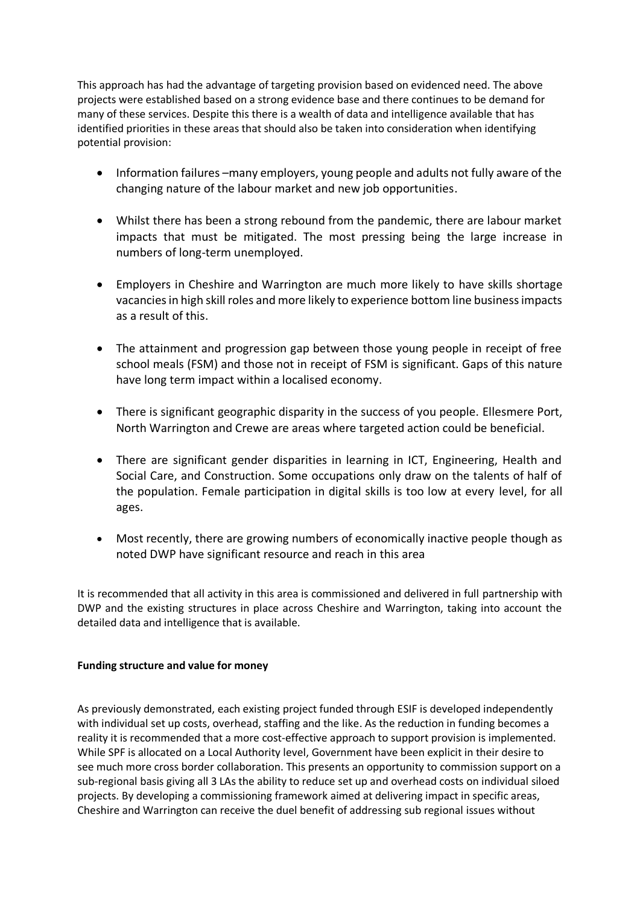This approach has had the advantage of targeting provision based on evidenced need. The above projects were established based on a strong evidence base and there continues to be demand for many of these services. Despite this there is a wealth of data and intelligence available that has identified priorities in these areas that should also be taken into consideration when identifying potential provision:

- Information failures –many employers, young people and adults not fully aware of the changing nature of the labour market and new job opportunities.
- Whilst there has been a strong rebound from the pandemic, there are labour market impacts that must be mitigated. The most pressing being the large increase in numbers of long-term unemployed.
- Employers in Cheshire and Warrington are much more likely to have skills shortage vacancies in high skill roles and more likely to experience bottom line business impacts as a result of this.
- The attainment and progression gap between those young people in receipt of free school meals (FSM) and those not in receipt of FSM is significant. Gaps of this nature have long term impact within a localised economy.
- There is significant geographic disparity in the success of you people. Ellesmere Port, North Warrington and Crewe are areas where targeted action could be beneficial.
- There are significant gender disparities in learning in ICT, Engineering, Health and Social Care, and Construction. Some occupations only draw on the talents of half of the population. Female participation in digital skills is too low at every level, for all ages.
- Most recently, there are growing numbers of economically inactive people though as noted DWP have significant resource and reach in this area

It is recommended that all activity in this area is commissioned and delivered in full partnership with DWP and the existing structures in place across Cheshire and Warrington, taking into account the detailed data and intelligence that is available.

**Funding structure and value for money**

As previously demonstrated, each existing project funded through ESIF is developed independently with individual set up costs, overhead, staffing and the like. As the reduction in funding becomes a reality it is recommended that a more cost-effective approach to support provision is implemented. While SPF is allocated on a Local Authority level, Government have been explicit in their desire to see much more cross border collaboration. This presents an opportunity to commission support on a sub-regional basis giving all 3 LAs the ability to reduce set up and overhead costs on individual siloed projects. By developing a commissioning framework aimed at delivering impact in specific areas, Cheshire and Warrington can receive the duel benefit of addressing sub regional issues without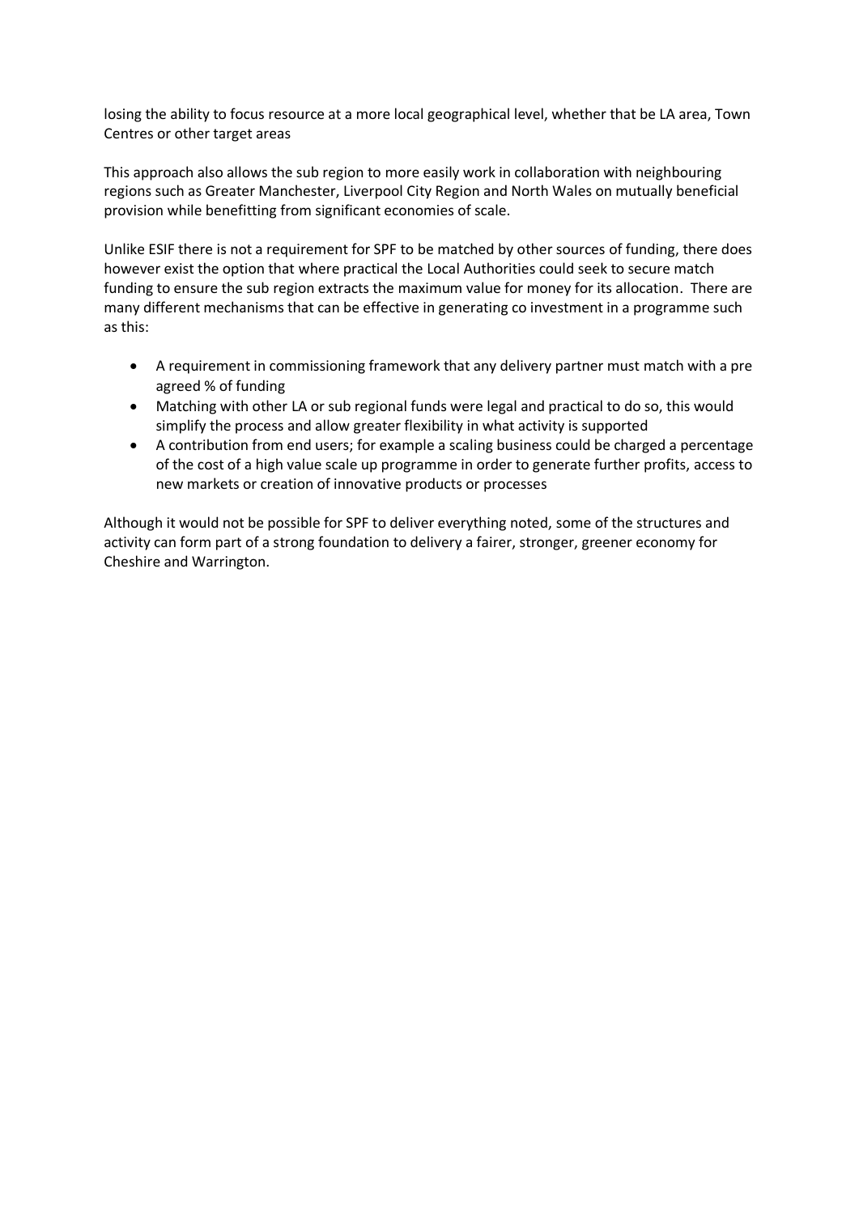losing the ability to focus resource at a more local geographical level, whether that be LA area, Town Centres or other target areas

This approach also allows the sub region to more easily work in collaboration with neighbouring regions such as Greater Manchester, Liverpool City Region and North Wales on mutually beneficial provision while benefitting from significant economies of scale.

Unlike ESIF there is not a requirement for SPF to be matched by other sources of funding, there does however exist the option that where practical the Local Authorities could seek to secure match funding to ensure the sub region extracts the maximum value for money for its allocation. There are many different mechanisms that can be effective in generating co investment in a programme such as this:

- A requirement in commissioning framework that any delivery partner must match with a pre agreed % of funding
- Matching with other LA or sub regional funds were legal and practical to do so, this would simplify the process and allow greater flexibility in what activity is supported
- A contribution from end users; for example a scaling business could be charged a percentage of the cost of a high value scale up programme in order to generate further profits, access to new markets or creation of innovative products or processes

Although it would not be possible for SPF to deliver everything noted, some of the structures and activity can form part of a strong foundation to delivery a fairer, stronger, greener economy for Cheshire and Warrington.